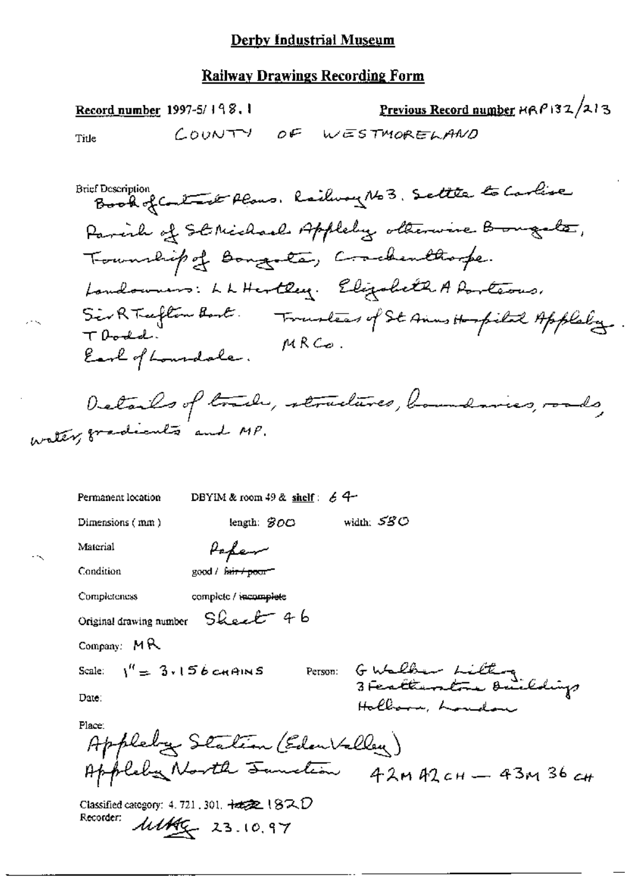# Derby Industrial Museum

## Railway Drawings Recording Form

**Record number** 1997-5/ 198.1

**Previous Record number** HRP132/213

**Title** COUNTY OF WESTMORELAND

**Brief Description**
Book of Contract Plans. Railway No3. Settle to Carlise
Parish of St Michael Appleby otherwise Bongate,
Township of Bongate, Crackenthorpe.
Landowners: L L Hartley. Elizabeth A Porteous.
Sir R Tufton Bart. Trustees of St Anns Hospital Appleby.
T Dodd. MRCo.
Earl of Lonsdale.

Details of track, structures, boundaries, roads, water, gradients and MP.

Permanent location: DBYIM & room 49 & **shelf**: 64

Dimensions (mm): length: 800 width: 580

Material: Paper

Condition: good / ~~fair / poor~~

Completeness: complete / ~~incomplete~~

Original drawing number: Sheet 46

Company: MR

Scale: 1" = 3.156 CHAINS

Person: G Walker Lithog 3 Featherstone Buildings Holborn, London

Date:

Place:
Appleby Station (Eden Valley)
Appleby North Junction 42M 42CH — 43M 36CH

Classified category: 4. 721. 301. ~~182~~ 182D

Recorder: MHG 23.10.97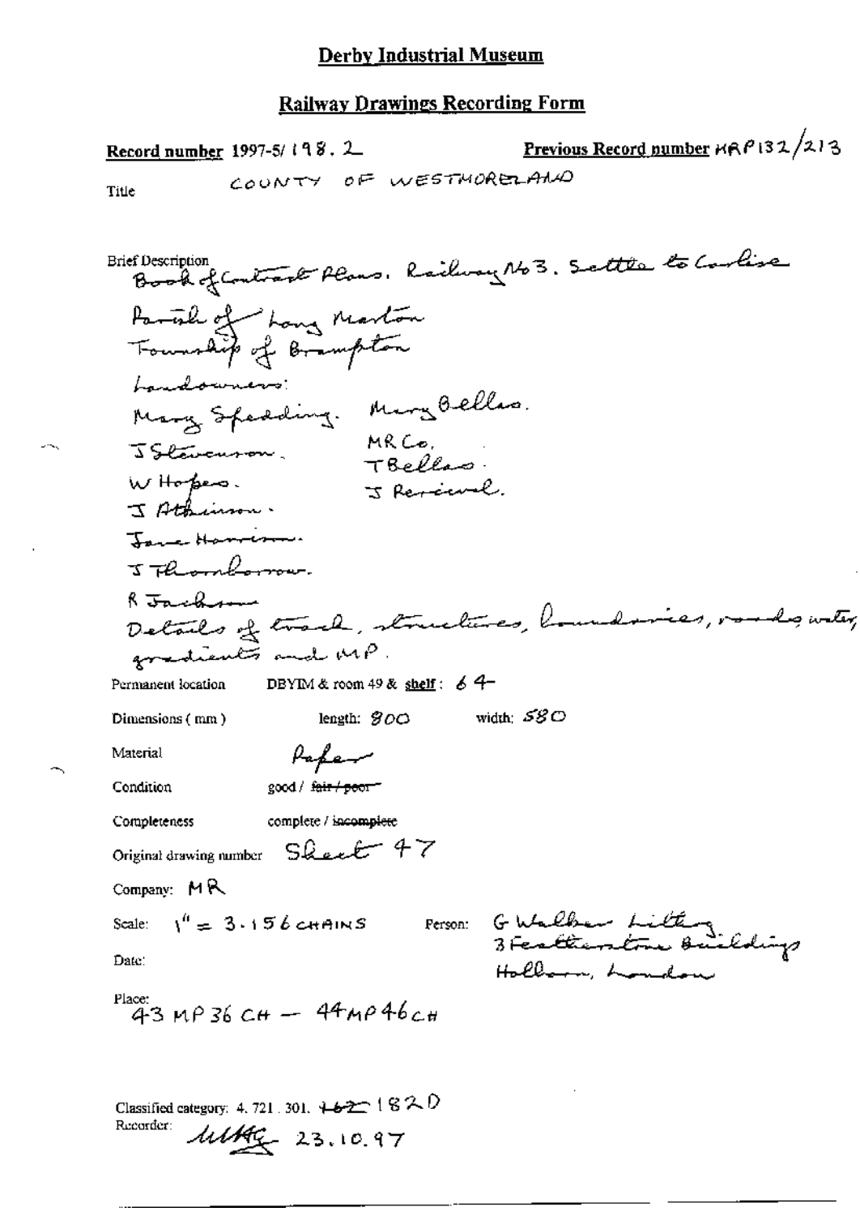# Derby Industrial Museum

## Railway Drawings Recording Form

**Record number** 1997-5/198.2 **Previous Record number** MRP132/213

Title COUNTY OF WESTMORELAND

Brief Description Book of Contract Plans. Railway No3. Settle to Carlise

Parish of Long Marton
Township of Brampton
Landowners:
Mary Spedding. Mary Bellas.
J Stevenson. MR Co.
 T Bellas.
W Hopes. J Percival.
J Atkinson.
Jane Harrison.
J Thornborrow.
R Jackson
Details of track, structures, boundaries, roads, water, gradients and MP.

Permanent location DBYIM & room 49 & shelf: 64

Dimensions (mm) length: 800 width: 580

Material Paper

Condition good / ~~fair / poor~~

Completeness complete / ~~incomplete~~

Original drawing number Sheet 47

Company: MR

Scale: 1" = 3.156 CHAINS Person: G Walker Lithog 3 Featherstone Buildings Holborn, London

Date:

Place: 43 MP 36 CH — 44 MP 46 CH

Classified category: 4.721.301. ~~162~~ 182D

Recorder: MMG 23.10.97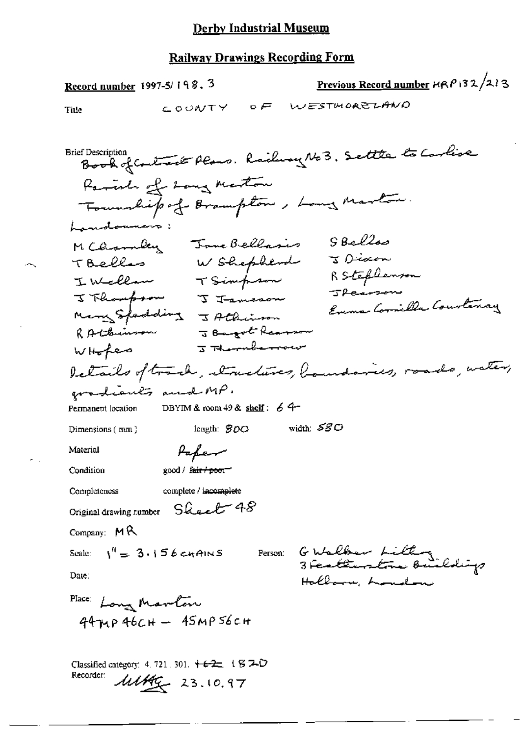# Derby Industrial Museum

## Railway Drawings Recording Form

**Record number** 1997-5/198.3

**Previous Record number** MRP132/213

**Title** COUNTY OF WESTMORELAND

**Brief Description**
Book of Contract Plans. Railway No 3. Settle to Carlisle
Parish of Long Marton
Township of Brampton, Long Marton.
Landowners:

| | | |
|---|---|---|
| M Chamley | Jane Bellasis | S Bellas |
| T Bellas | W Shepherd | J Dixon |
| I Wellam | T Simpson | R Stephenson |
| J Thompson | J Jameson | J Pearson |
| Mary Spedding | J Atkinson | Emma Cornelia Courtenay |
| R Atkinson | J Bagot Pearson | |
| W Hopes | J Thornborrow | |

Details of track, structures, boundaries, roads, water, gradients and MP.

**Permanent location** DBYIM & room 49 & shelf: 64

**Dimensions (mm)** length: 800 width: 580

**Material** Paper

**Condition** good / ~~fair / poor~~

**Completeness** complete / ~~incomplete~~

**Original drawing number** Sheet 48

**Company:** MR

**Scale:** 1" = 3.156 CHAINS

**Person:** G Walker Lithog 3 Featherstone Buildings Holborn, London

**Date:**

**Place:** Long Marton
44MP 46CH – 45MP 56CH

**Classified category:** 4.721.301. ~~162~~ 182D

**Recorder:** MMG 23.10.97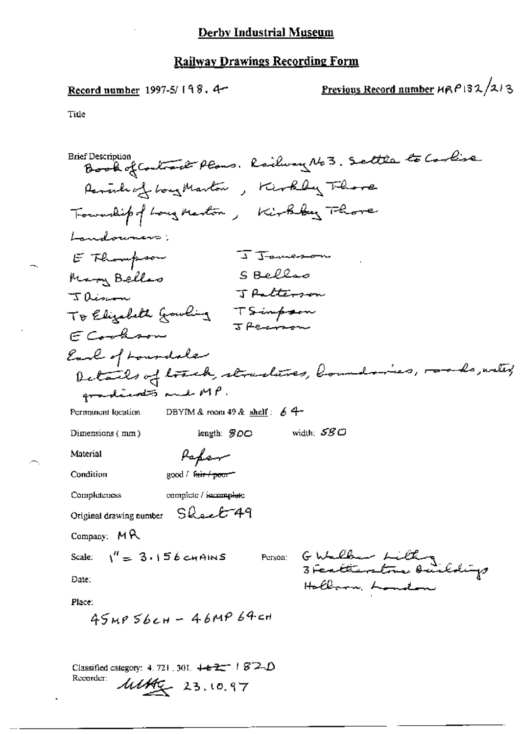# Derby Industrial Museum

## Railway Drawings Recording Form

**Record number** 1997-5/ 198. 4 **Previous Record number** MRP132/213

Title

Brief Description
Book of Contract Plans. Railway No 3. Settle to Carlisle
Parish of Long Marton, Kirkby Thore
Township of Long Marton, Kirkby Thore
Landowners:

E Thompson J Jameson
Mary Bellas S Bellas
J Dixon J Patterson
To Elizabeth Gowling T Simpson
J Pearson
E Cookson
Earl of Lonsdale

Details of track, structures, boundaries, roads, water, gradients and MP.

Permanent location DBYIM & room 49 & shelf: 64

Dimensions (mm) length: 800 width: 580

Material Paper

Condition good / ~~fair / poor~~

Completeness complete / ~~incomplete~~

Original drawing number Sheet 49

Company: MR

Scale: 1" = 3.156 CHAINS Person: G Walker Lilley, 3 Featherstone Buildings, Holborn, London

Date:

Place:

45MP 56CH – 46MP 64CH

Classified category: 4. 721. 301. ~~102~~ 182D

Recorder: MMG 23.10.97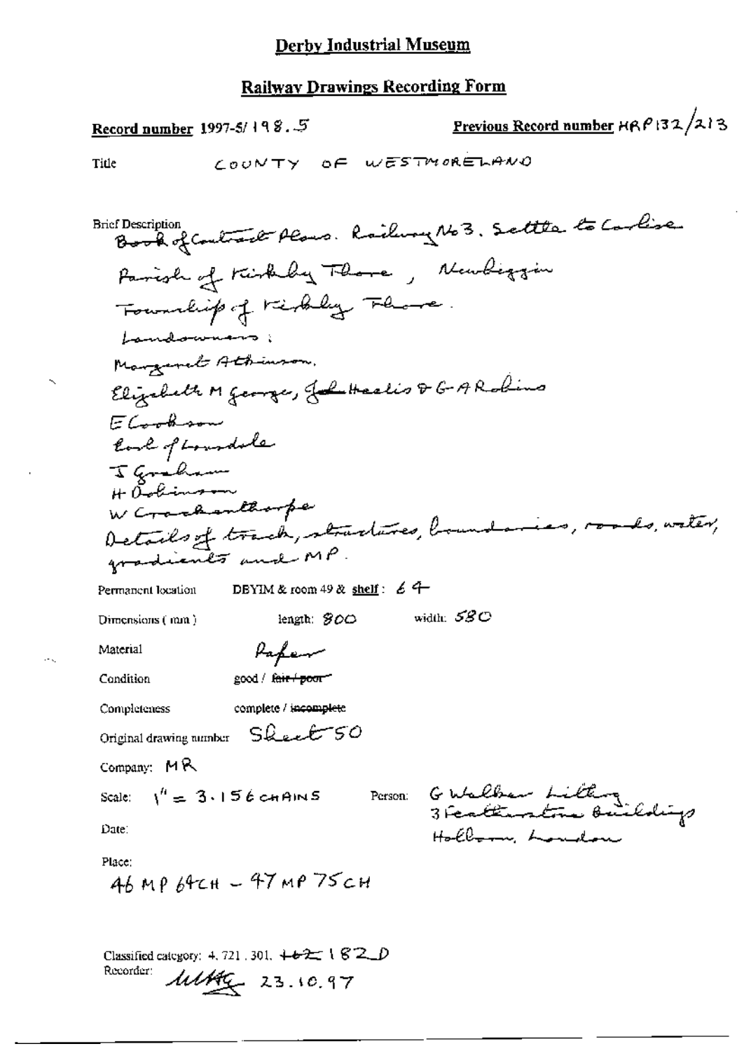# Derby Industrial Museum

## Railway Drawings Recording Form

**Record number** 1997-5/ 198.5

**Previous Record number** HRP132/213

Title COUNTY OF WESTMORELAND

Brief Description
Book of Contract Plans. Railway No 3. Settle to Carlise
Parish of Kirkby Thore, Newbiggin
Township of Kirkby Thore.
Landowners:
Margaret Atkinson.
Elizabeth M George, John Heelis & G A Robins
E Cookson
Earl of Lonsdale
J Graham
H Robinson
W Crackanthorpe
Details of track, structures, boundaries, roads, water, gradients and MP.

Permanent location DBYIM & room 49 & **shelf**: 64

Dimensions (mm) length: 800 width: 580

Material Paper

Condition good / ~~fair / poor~~

Completeness complete / ~~incomplete~~

Original drawing number Sheet 50

Company: MR

Scale: 1" = 3.156 CHAINS

Person: G Walker Litho
3 Featherstone Buildings
Holborn, London

Date:

Place:
46 MP 64CH – 47 MP 75CH

Classified category: 4.721.301. ~~162~~ 182D

Recorder: MHG 23.10.97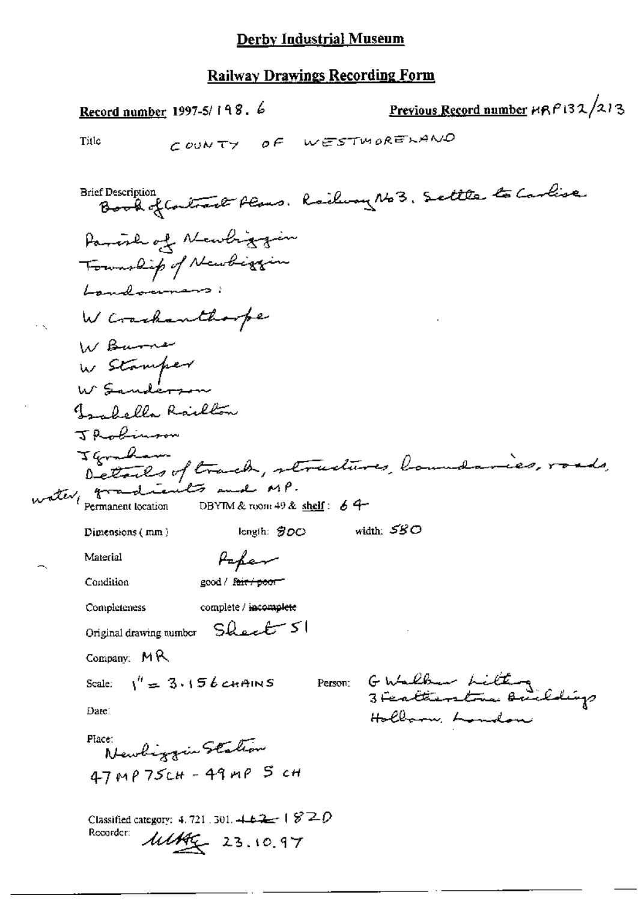# Derby Industrial Museum

## Railway Drawings Recording Form

**Record number** 1997-5/ 198. 6

**Previous Record number** HRP132/213

Title: COUNTY OF WESTMORELAND

Brief Description: Book of Contract Plans. Railway No 3. Settle to Carlise

Parish of Newbiggin

Township of Newbiggin

Landowners:

W Crackanthorpe

W Burne

W Stamper

W Sanderson

Isabella Raillton

J Robinson

J Graham

Details of track, structures, boundaries, roads, water, gradients and MP.

Permanent location: DBYIM & room 49 & shelf: 64

Dimensions (mm) length: 800 width: 580

Material: Paper

Condition: good / ~~fair / poor~~

Completeness: complete / ~~incomplete~~

Original drawing number: Sheet 51

Company: MR

Scale: 1" = 3.156 CHAINS

Person: G Walker Litho, 3 Featherstone Buildings, Holborn, London

Date:

Place: Newbiggin Station

47 MP 75 CH - 49 MP 5 CH

Classified category: 4.721.301. ~~162~~ 1820

Recorder: MHG 23.10.97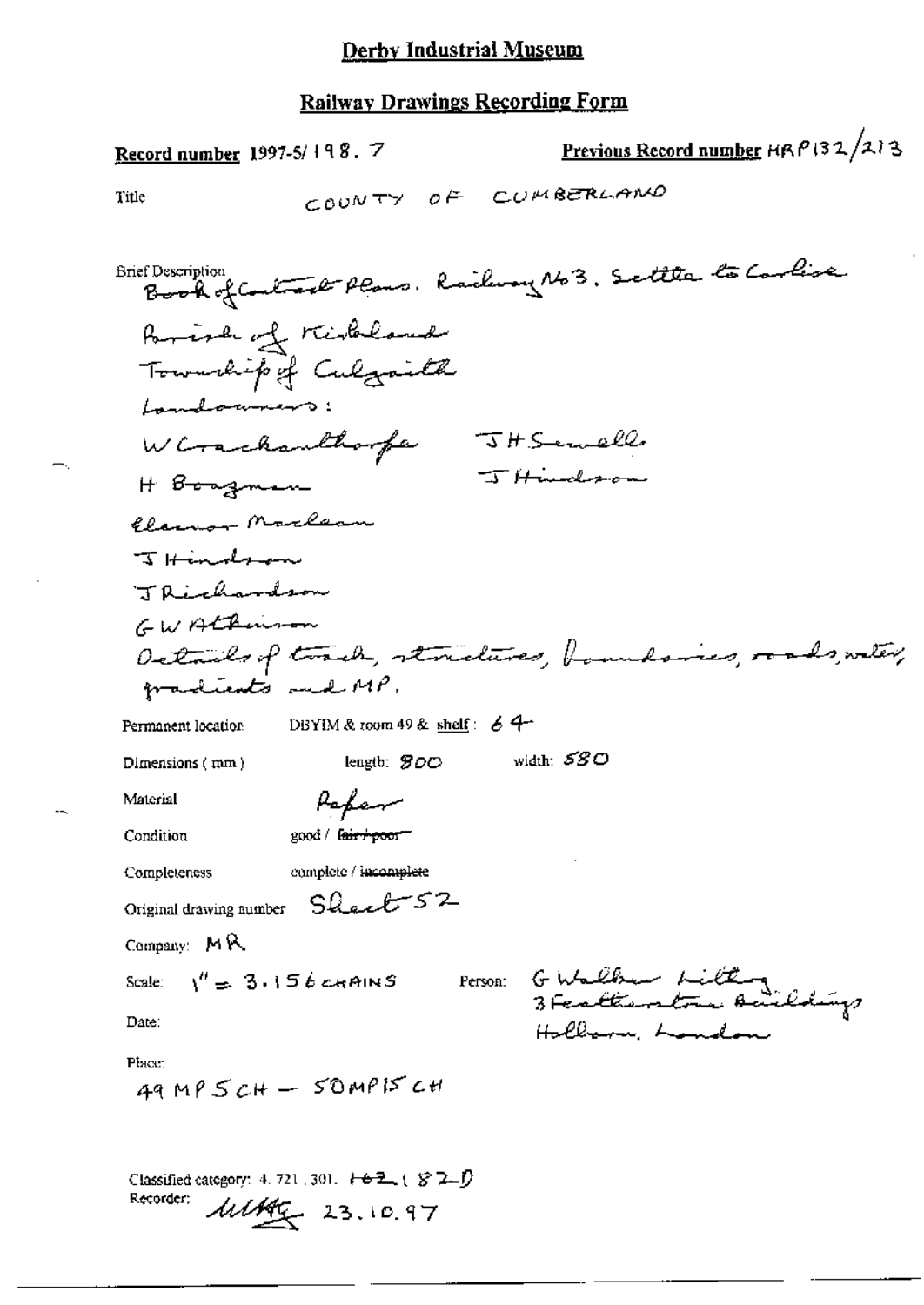# Derby Industrial Museum

## Railway Drawings Recording Form

**Record number** 1997-5/198.7

**Previous Record number** HRP132/213

Title: COUNTY OF CUMBERLAND

Brief Description: Book of Contract Plans. Railway No3. Settle to Carlise
Parish of Kirkland
Township of Culgaith
Landowners:
W Crackanthorpe
J H Sewell
H Boazman
J Hindson
Eleanor Maclean
J Hindson
J Richardson
G W Atkinson
Details of track, structures, boundaries, roads, water, gradients and MP.

Permanent location: DBYIM & room 49 & **shelf**: 64

Dimensions (mm): length: 800 width: 580

Material: Paper

Condition: good / ~~fair / poor~~

Completeness: complete / ~~incomplete~~

Original drawing number: Sheet 52

Company: MR

Scale: 1" = 3.156 CHAINS

Person: G Walker Lilley, 3 Featherstone Buildings, Holborn, London

Date:

Place:
49 MP 5 CH — 50 MP 15 CH

Classified category: 4.721.301. ~~HG2~~ (82-D)

Recorder: MAG 23.10.97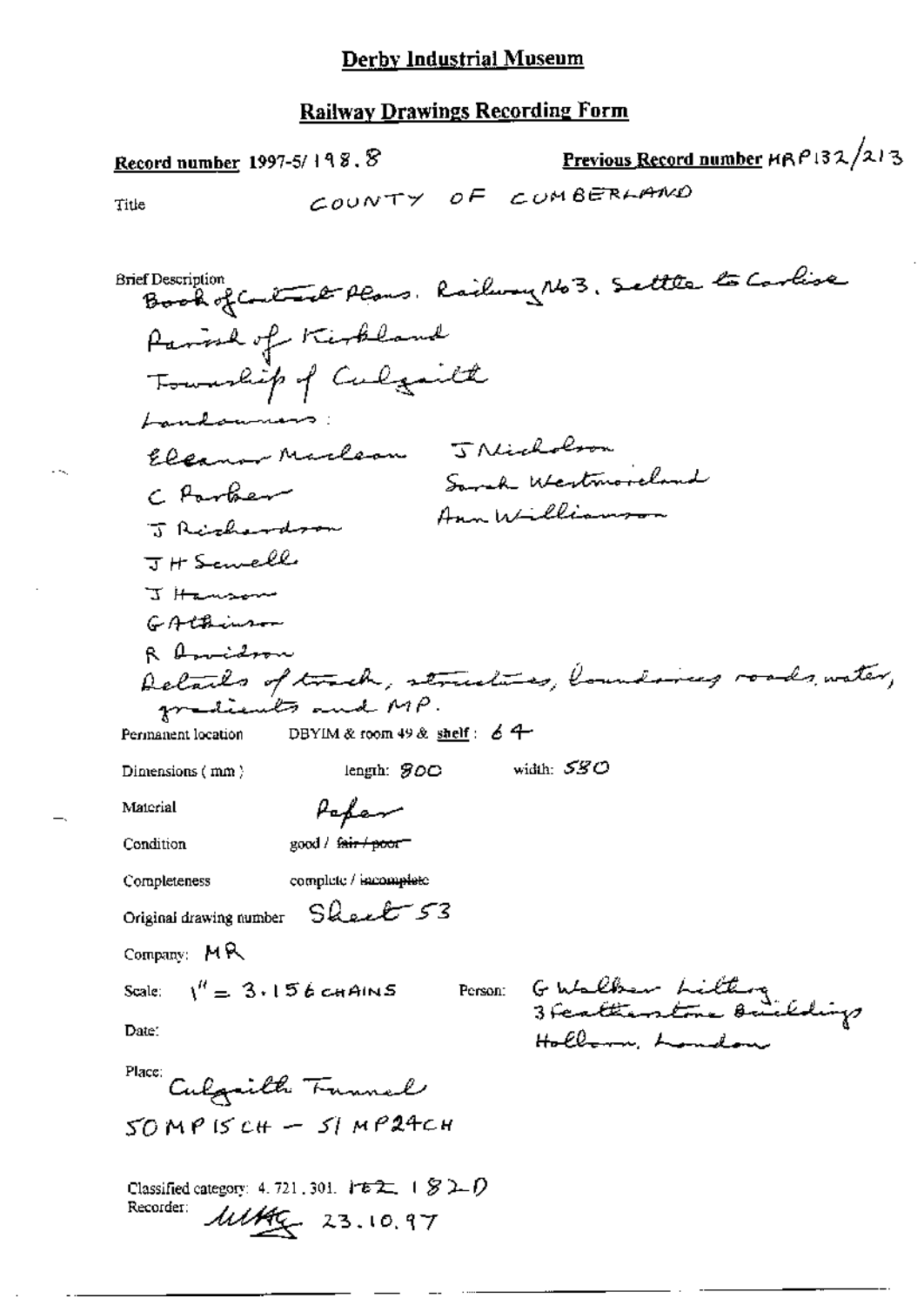# Derby Industrial Museum

## Railway Drawings Recording Form

**Record number** 1997-5/ 198. 8

**Previous Record number** HRP132/213

Title COUNTY OF CUMBERLAND

Brief Description
Book of Contract Plans. Railway No3. Settle to Carlisle
Parish of Kirkland
Township of Culgaith
Landowners:
Eleanor Maclean
C Parker
J Richardson
J H Sewell
J Hanson
G Atkinson
R Davidson
J Nicholson
Sarah Westmoreland
Ann Williamson
Details of track, structures, boundaries roads, water, gradients and MP.

Permanent location DBYIM & room 49 & **shelf**: 64

Dimensions (mm) length: 800 width: 580

Material Paper

Condition good / ~~fair / poor~~

Completeness complete / ~~incomplete~~

Original drawing number Sheet 53

Company: MR

Scale: 1" = 3.156 CHAINS

Person: G Walker Lithog 3 Featherstone Buildings Holborn, London

Date:

Place: Culgaith Tunnel
50MP15CH – 51MP24CH

Classified category: 4.721.301. FEZ 182D

Recorder: MMG 23.10.97